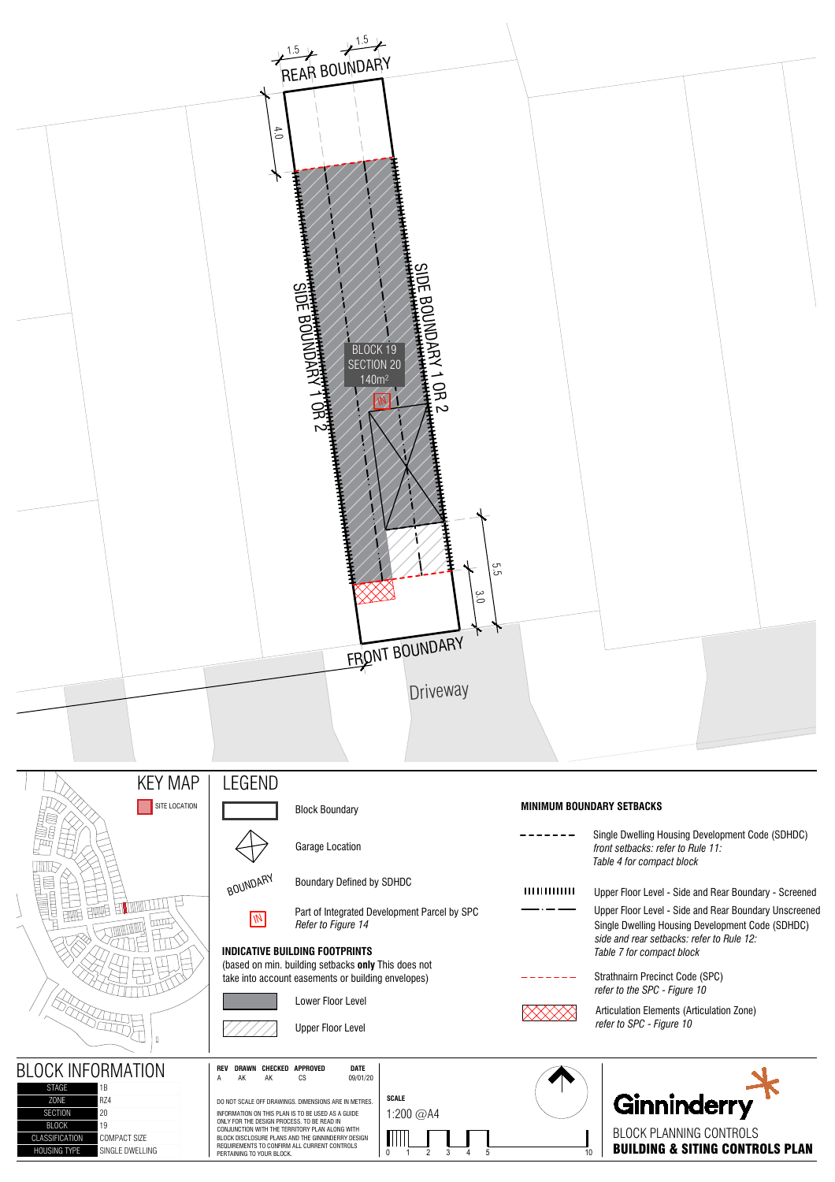REAR BOUNDARY

1.5 1.5

4.0

SIDE BOUNDARY 1 OR 2

SIDE BOUNDARY 1 OR 2

BLOCK 19
SECTION 20
140m²

IN

5.5

3.0

FRONT BOUNDARY

Driveway

# KEY MAP

SITE LOCATION

# LEGEND

Block Boundary

Garage Location

BOUNDARY — Boundary Defined by SDHDC

IN — Part of Integrated Development Parcel by SPC
*Refer to Figure 14*

**INDICATIVE BUILDING FOOTPRINTS**
(based on min. building setbacks **only** This does not take into account easements or building envelopes)

Lower Floor Level

Upper Floor Level

**MINIMUM BOUNDARY SETBACKS**

Single Dwelling Housing Development Code (SDHDC)
*front setbacks: refer to Rule 11:*
*Table 4 for compact block*

Upper Floor Level - Side and Rear Boundary - Screened

Upper Floor Level - Side and Rear Boundary Unscreened
Single Dwelling Housing Development Code (SDHDC)
*side and rear setbacks: refer to Rule 12:*
*Table 7 for compact block*

Strathnairn Precinct Code (SPC)
*refer to the SPC - Figure 10*

Articulation Elements (Articulation Zone)
*refer to SPC - Figure 10*

# BLOCK INFORMATION

| | |
|---|---|
| STAGE | 1B |
| ZONE | RZ4 |
| SECTION | 20 |
| BLOCK | 19 |
| CLASSIFICATION | COMPACT SIZE |
| HOUSING TYPE | SINGLE DWELLING |

| REV | DRAWN | CHECKED | APPROVED | DATE |
|---|---|---|---|---|
| A | AK | AK | CS | 09/01/20 |

DO NOT SCALE OFF DRAWINGS. DIMENSIONS ARE IN METRES.

INFORMATION ON THIS PLAN IS TO BE USED AS A GUIDE ONLY FOR THE DESIGN PROCESS. TO BE READ IN CONJUNCTION WITH THE TERRITORY PLAN ALONG WITH BLOCK DISCLOSURE PLANS AND THE GINNINDERRY DESIGN REQUIREMENTS TO CONFIRM ALL CURRENT CONTROLS PERTAINING TO YOUR BLOCK.

**SCALE**
1:200 @A4

0 1 2 3 4 5 10

Ginninderry

BLOCK PLANNING CONTROLS
**BUILDING & SITING CONTROLS PLAN**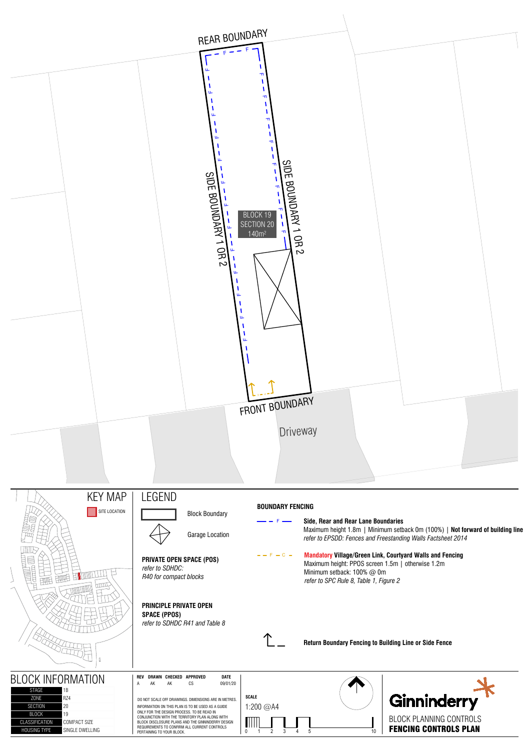REAR BOUNDARY

SIDE BOUNDARY 1 OR 2

SIDE BOUNDARY 1 OR 2

BLOCK 19
SECTION 20
140m²

FRONT BOUNDARY

Driveway

## KEY MAP

SITE LOCATION

## LEGEND

Block Boundary

Garage Location

**PRIVATE OPEN SPACE (POS)**
*refer to SDHDC:*
*R40 for compact blocks*

**PRINCIPLE PRIVATE OPEN SPACE (PPOS)**
*refer to SDHDC R41 and Table 8*

**BOUNDARY FENCING**

**Side, Rear and Rear Lane Boundaries**
Maximum height 1.8m | Minimum setback 0m (100%) | **Not forward of building line**
*refer to EPSDD: Fences and Freestanding Walls Factsheet 2014*

**Mandatory Village/Green Link, Courtyard Walls and Fencing**
Maximum height: PPOS screen 1.5m | otherwise 1.2m
Minimum setback: 100% @ 0m
*refer to SPC Rule 8, Table 1, Figure 2*

**Return Boundary Fencing to Building Line or Side Fence**

## BLOCK INFORMATION

| | |
|---|---|
| STAGE | 1B |
| ZONE | RZ4 |
| SECTION | 20 |
| BLOCK | 19 |
| CLASSIFICATION | COMPACT SIZE |
| HOUSING TYPE | SINGLE DWELLING |

| REV | DRAWN | CHECKED | APPROVED | DATE |
|---|---|---|---|---|
| A | AK | AK | CS | 09/01/20 |

DO NOT SCALE OFF DRAWINGS. DIMENSIONS ARE IN METRES.
INFORMATION ON THIS PLAN IS TO BE USED AS A GUIDE ONLY FOR THE DESIGN PROCESS. TO BE READ IN CONJUNCTION WITH THE TERRITORY PLAN ALONG WITH BLOCK DISCLOSURE PLANS AND THE GINNINDERRY DESIGN REQUIREMENTS TO CONFIRM ALL CURRENT CONTROLS PERTAINING TO YOUR BLOCK.

**SCALE**
1:200 @A4

0 1 2 3 4 5 10

Ginninderry

BLOCK PLANNING CONTROLS
**FENCING CONTROLS PLAN**